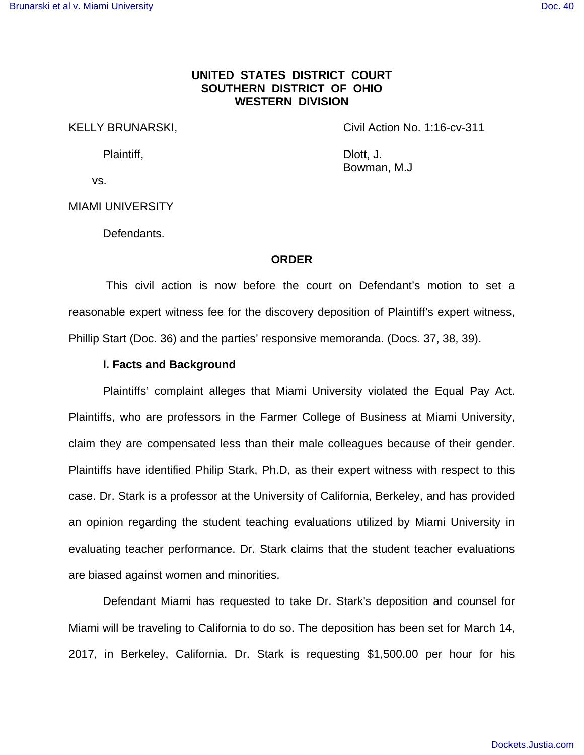**UNITED STATES DISTRICT COURT**
**SOUTHERN DISTRICT OF OHIO**
**WESTERN DIVISION**

KELLY BRUNARSKI,

Plaintiff,

vs.

MIAMI UNIVERSITY

Defendants.

Civil Action No. 1:16-cv-311

Dlott, J.
Bowman, M.J

**ORDER**

This civil action is now before the court on Defendant's motion to set a reasonable expert witness fee for the discovery deposition of Plaintiff's expert witness, Phillip Start (Doc. 36) and the parties' responsive memoranda. (Docs. 37, 38, 39).

**I. Facts and Background**

Plaintiffs' complaint alleges that Miami University violated the Equal Pay Act. Plaintiffs, who are professors in the Farmer College of Business at Miami University, claim they are compensated less than their male colleagues because of their gender. Plaintiffs have identified Philip Stark, Ph.D, as their expert witness with respect to this case. Dr. Stark is a professor at the University of California, Berkeley, and has provided an opinion regarding the student teaching evaluations utilized by Miami University in evaluating teacher performance. Dr. Stark claims that the student teacher evaluations are biased against women and minorities.

Defendant Miami has requested to take Dr. Stark's deposition and counsel for Miami will be traveling to California to do so. The deposition has been set for March 14, 2017, in Berkeley, California. Dr. Stark is requesting $1,500.00 per hour for his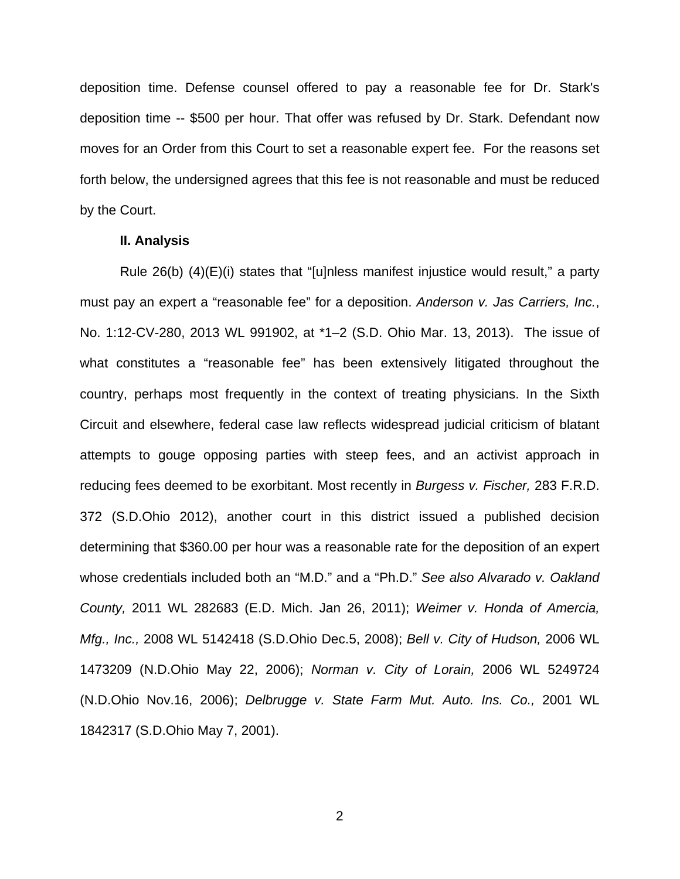deposition time. Defense counsel offered to pay a reasonable fee for Dr. Stark's deposition time -- $500 per hour. That offer was refused by Dr. Stark. Defendant now moves for an Order from this Court to set a reasonable expert fee. For the reasons set forth below, the undersigned agrees that this fee is not reasonable and must be reduced by the Court.

**II. Analysis**

Rule 26(b) (4)(E)(i) states that "[u]nless manifest injustice would result," a party must pay an expert a "reasonable fee" for a deposition. *Anderson v. Jas Carriers, Inc.*, No. 1:12-CV-280, 2013 WL 991902, at *1–2 (S.D. Ohio Mar. 13, 2013). The issue of what constitutes a "reasonable fee" has been extensively litigated throughout the country, perhaps most frequently in the context of treating physicians. In the Sixth Circuit and elsewhere, federal case law reflects widespread judicial criticism of blatant attempts to gouge opposing parties with steep fees, and an activist approach in reducing fees deemed to be exorbitant. Most recently in *Burgess v. Fischer,* 283 F.R.D. 372 (S.D.Ohio 2012), another court in this district issued a published decision determining that $360.00 per hour was a reasonable rate for the deposition of an expert whose credentials included both an "M.D." and a "Ph.D." *See also Alvarado v. Oakland County,* 2011 WL 282683 (E.D. Mich. Jan 26, 2011); *Weimer v. Honda of Amercia, Mfg., Inc.,* 2008 WL 5142418 (S.D.Ohio Dec.5, 2008); *Bell v. City of Hudson,* 2006 WL 1473209 (N.D.Ohio May 22, 2006); *Norman v. City of Lorain,* 2006 WL 5249724 (N.D.Ohio Nov.16, 2006); *Delbrugge v. State Farm Mut. Auto. Ins. Co.,* 2001 WL 1842317 (S.D.Ohio May 7, 2001).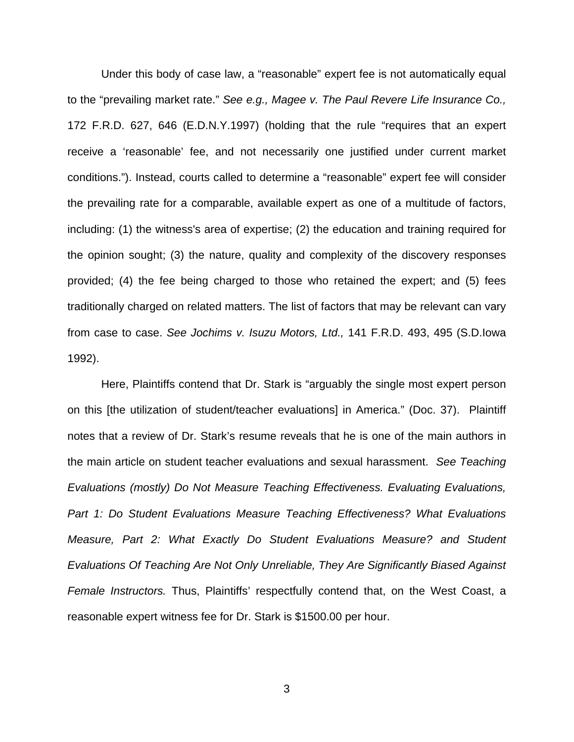Under this body of case law, a "reasonable" expert fee is not automatically equal to the "prevailing market rate." *See e.g., Magee v. The Paul Revere Life Insurance Co.,* 172 F.R.D. 627, 646 (E.D.N.Y.1997) (holding that the rule "requires that an expert receive a 'reasonable' fee, and not necessarily one justified under current market conditions."). Instead, courts called to determine a "reasonable" expert fee will consider the prevailing rate for a comparable, available expert as one of a multitude of factors, including: (1) the witness's area of expertise; (2) the education and training required for the opinion sought; (3) the nature, quality and complexity of the discovery responses provided; (4) the fee being charged to those who retained the expert; and (5) fees traditionally charged on related matters. The list of factors that may be relevant can vary from case to case. *See Jochims v. Isuzu Motors, Ltd.,* 141 F.R.D. 493, 495 (S.D.Iowa 1992).

Here, Plaintiffs contend that Dr. Stark is "arguably the single most expert person on this [the utilization of student/teacher evaluations] in America." (Doc. 37). Plaintiff notes that a review of Dr. Stark's resume reveals that he is one of the main authors in the main article on student teacher evaluations and sexual harassment. *See Teaching Evaluations (mostly) Do Not Measure Teaching Effectiveness. Evaluating Evaluations, Part 1: Do Student Evaluations Measure Teaching Effectiveness? What Evaluations Measure, Part 2: What Exactly Do Student Evaluations Measure? and Student Evaluations Of Teaching Are Not Only Unreliable, They Are Significantly Biased Against Female Instructors.* Thus, Plaintiffs' respectfully contend that, on the West Coast, a reasonable expert witness fee for Dr. Stark is $1500.00 per hour.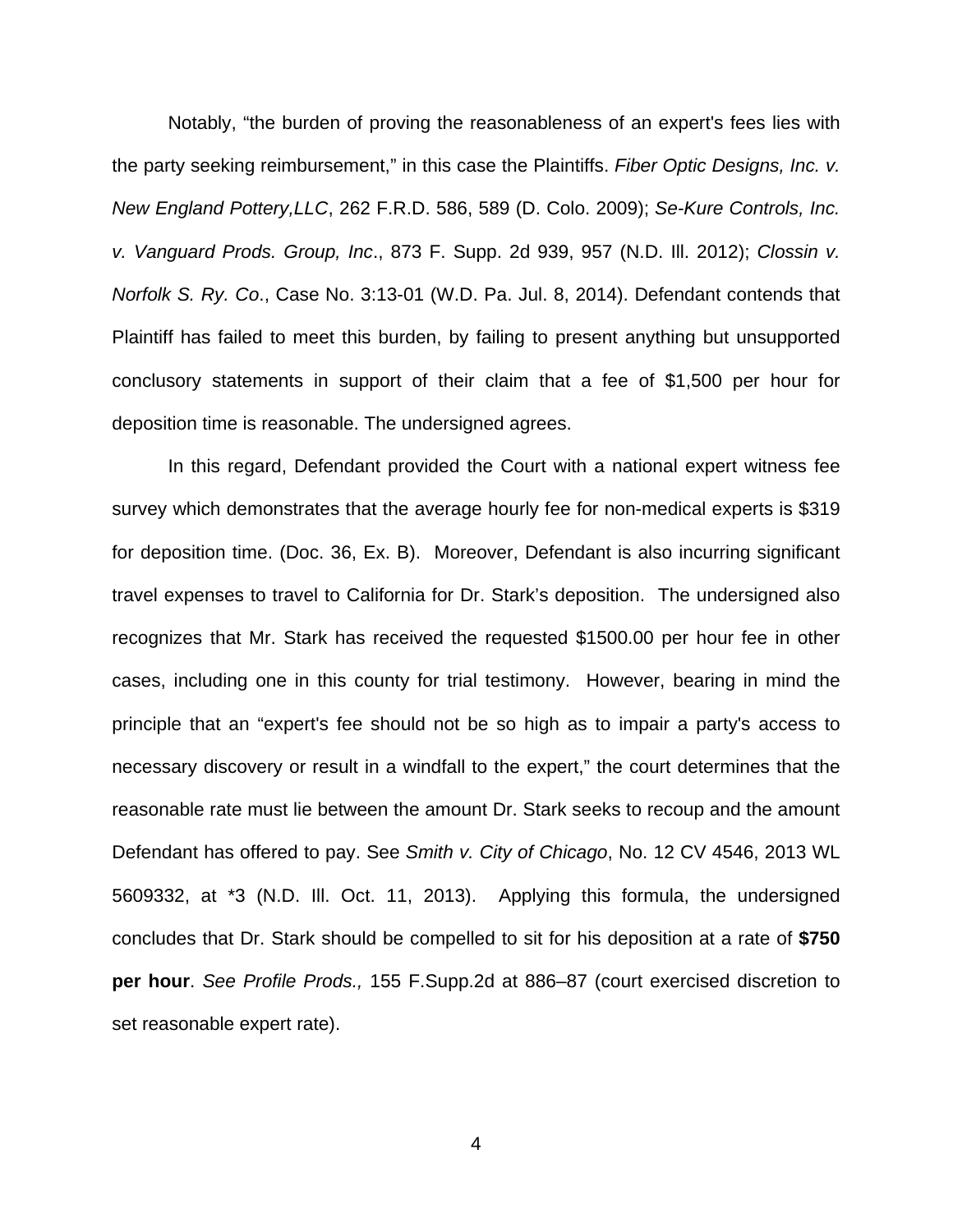Notably, "the burden of proving the reasonableness of an expert's fees lies with the party seeking reimbursement," in this case the Plaintiffs. *Fiber Optic Designs, Inc. v. New England Pottery,LLC*, 262 F.R.D. 586, 589 (D. Colo. 2009); *Se-Kure Controls, Inc. v. Vanguard Prods. Group, Inc*., 873 F. Supp. 2d 939, 957 (N.D. Ill. 2012); *Clossin v. Norfolk S. Ry. Co*., Case No. 3:13-01 (W.D. Pa. Jul. 8, 2014). Defendant contends that Plaintiff has failed to meet this burden, by failing to present anything but unsupported conclusory statements in support of their claim that a fee of $1,500 per hour for deposition time is reasonable. The undersigned agrees.

In this regard, Defendant provided the Court with a national expert witness fee survey which demonstrates that the average hourly fee for non-medical experts is $319 for deposition time. (Doc. 36, Ex. B). Moreover, Defendant is also incurring significant travel expenses to travel to California for Dr. Stark's deposition. The undersigned also recognizes that Mr. Stark has received the requested $1500.00 per hour fee in other cases, including one in this county for trial testimony. However, bearing in mind the principle that an "expert's fee should not be so high as to impair a party's access to necessary discovery or result in a windfall to the expert," the court determines that the reasonable rate must lie between the amount Dr. Stark seeks to recoup and the amount Defendant has offered to pay. See *Smith v. City of Chicago*, No. 12 CV 4546, 2013 WL 5609332, at *3 (N.D. Ill. Oct. 11, 2013). Applying this formula, the undersigned concludes that Dr. Stark should be compelled to sit for his deposition at a rate of **$750 per hour**. *See Profile Prods.,* 155 F.Supp.2d at 886–87 (court exercised discretion to set reasonable expert rate).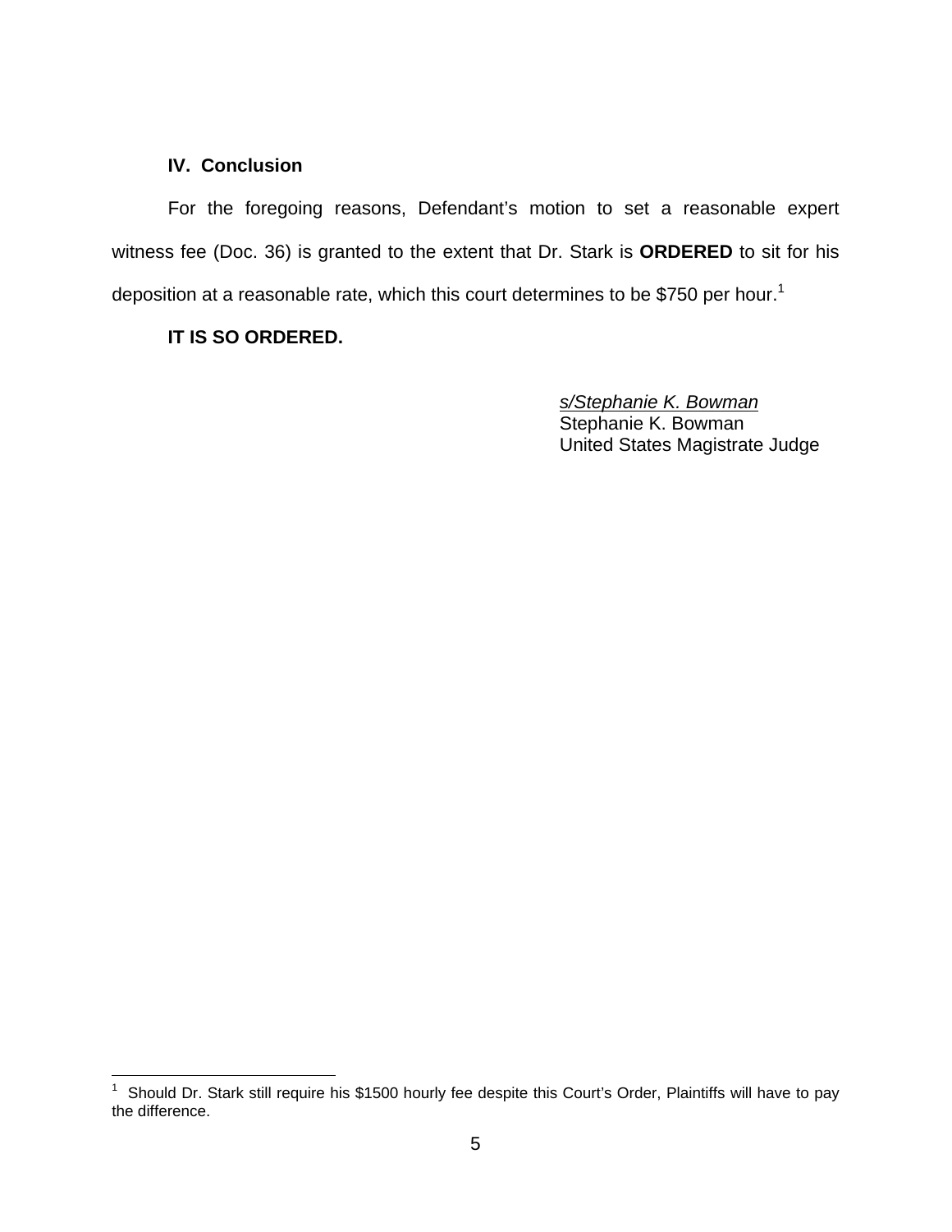## IV. Conclusion

For the foregoing reasons, Defendant's motion to set a reasonable expert witness fee (Doc. 36) is granted to the extent that Dr. Stark is **ORDERED** to sit for his deposition at a reasonable rate, which this court determines to be $750 per hour.[1]

**IT IS SO ORDERED.**

*s/Stephanie K. Bowman*
Stephanie K. Bowman
United States Magistrate Judge

---

[1] Should Dr. Stark still require his $1500 hourly fee despite this Court's Order, Plaintiffs will have to pay the difference.